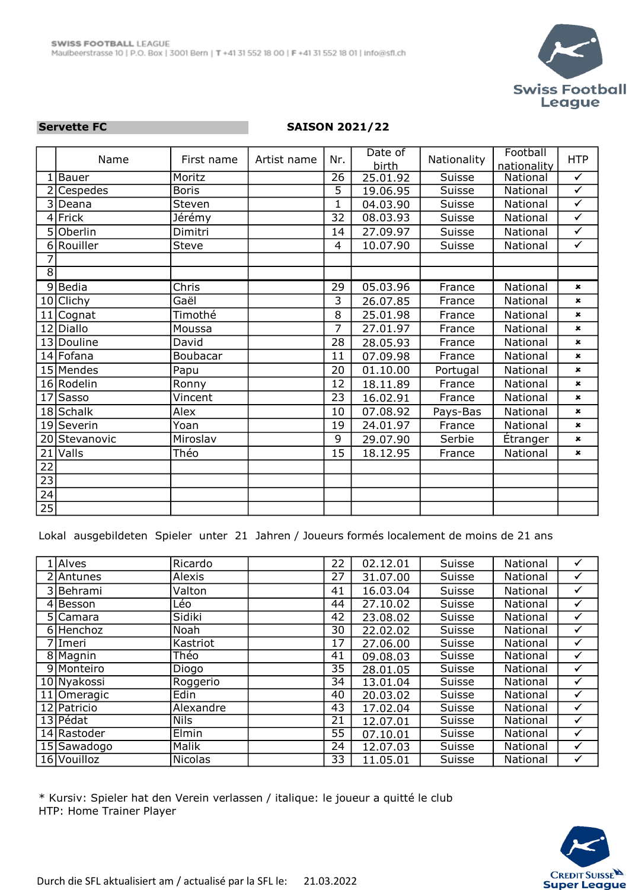SWISS FOOTBALL LEAGUE
Maulbeerstrasse 10 | P.O. Box | 3001 Bern | T +41 31 552 18 00 | F +41 31 552 18 01 | info@sfl.ch

**Servette FC** **SAISON 2021/22**

| | Name | First name | Artist name | Nr. | Date of birth | Nationality | Football nationality | HTP |
|---|---|---|---|---|---|---|---|---|
| 1 | Bauer | Moritz | | 26 | 25.01.92 | Suisse | National | ✓ |
| 2 | Cespedes | Boris | | 5 | 19.06.95 | Suisse | National | ✓ |
| 3 | Deana | Steven | | 1 | 04.03.90 | Suisse | National | ✓ |
| 4 | Frick | Jérémy | | 32 | 08.03.93 | Suisse | National | ✓ |
| 5 | Oberlin | Dimitri | | 14 | 27.09.97 | Suisse | National | ✓ |
| 6 | Rouiller | Steve | | 4 | 10.07.90 | Suisse | National | ✓ |
| 7 | | | | | | | | |
| 8 | | | | | | | | |
| 9 | Bedia | Chris | | 29 | 05.03.96 | France | National | ✖ |
| 10 | Clichy | Gaël | | 3 | 26.07.85 | France | National | ✖ |
| 11 | Cognat | Timothé | | 8 | 25.01.98 | France | National | ✖ |
| 12 | Diallo | Moussa | | 7 | 27.01.97 | France | National | ✖ |
| 13 | Douline | David | | 28 | 28.05.93 | France | National | ✖ |
| 14 | Fofana | Boubacar | | 11 | 07.09.98 | France | National | ✖ |
| 15 | Mendes | Papu | | 20 | 01.10.00 | Portugal | National | ✖ |
| 16 | Rodelin | Ronny | | 12 | 18.11.89 | France | National | ✖ |
| 17 | Sasso | Vincent | | 23 | 16.02.91 | France | National | ✖ |
| 18 | Schalk | Alex | | 10 | 07.08.92 | Pays-Bas | National | ✖ |
| 19 | Severin | Yoan | | 19 | 24.01.97 | France | National | ✖ |
| 20 | Stevanovic | Miroslav | | 9 | 29.07.90 | Serbie | Étranger | ✖ |
| 21 | Valls | Théo | | 15 | 18.12.95 | France | National | ✖ |
| 22 | | | | | | | | |
| 23 | | | | | | | | |
| 24 | | | | | | | | |
| 25 | | | | | | | | |

Lokal ausgebildeten Spieler unter 21 Jahren / Joueurs formés localement de moins de 21 ans

| | Name | First name | Artist name | Nr. | Date of birth | Nationality | Football nationality | HTP |
|---|---|---|---|---|---|---|---|---|
| 1 | Alves | Ricardo | | 22 | 02.12.01 | Suisse | National | ✓ |
| 2 | Antunes | Alexis | | 27 | 31.07.00 | Suisse | National | ✓ |
| 3 | Behrami | Valton | | 41 | 16.03.04 | Suisse | National | ✓ |
| 4 | Besson | Léo | | 44 | 27.10.02 | Suisse | National | ✓ |
| 5 | Camara | Sidiki | | 42 | 23.08.02 | Suisse | National | ✓ |
| 6 | Henchoz | Noah | | 30 | 22.02.02 | Suisse | National | ✓ |
| 7 | Imeri | Kastriot | | 17 | 27.06.00 | Suisse | National | ✓ |
| 8 | Magnin | Théo | | 41 | 09.08.03 | Suisse | National | ✓ |
| 9 | Monteiro | Diogo | | 35 | 28.01.05 | Suisse | National | ✓ |
| 10 | Nyakossi | Roggerio | | 34 | 13.01.04 | Suisse | National | ✓ |
| 11 | Omeragic | Edin | | 40 | 20.03.02 | Suisse | National | ✓ |
| 12 | Patricio | Alexandre | | 43 | 17.02.04 | Suisse | National | ✓ |
| 13 | Pédat | Nils | | 21 | 12.07.01 | Suisse | National | ✓ |
| 14 | Rastoder | Elmin | | 55 | 07.10.01 | Suisse | National | ✓ |
| 15 | Sawadogo | Malik | | 24 | 12.07.03 | Suisse | National | ✓ |
| 16 | Vouilloz | Nicolas | | 33 | 11.05.01 | Suisse | National | ✓ |

\* Kursiv: Spieler hat den Verein verlassen / italique: le joueur a quitté le club
HTP: Home Trainer Player

Durch die SFL aktualisiert am / actualisé par la SFL le: 21.03.2022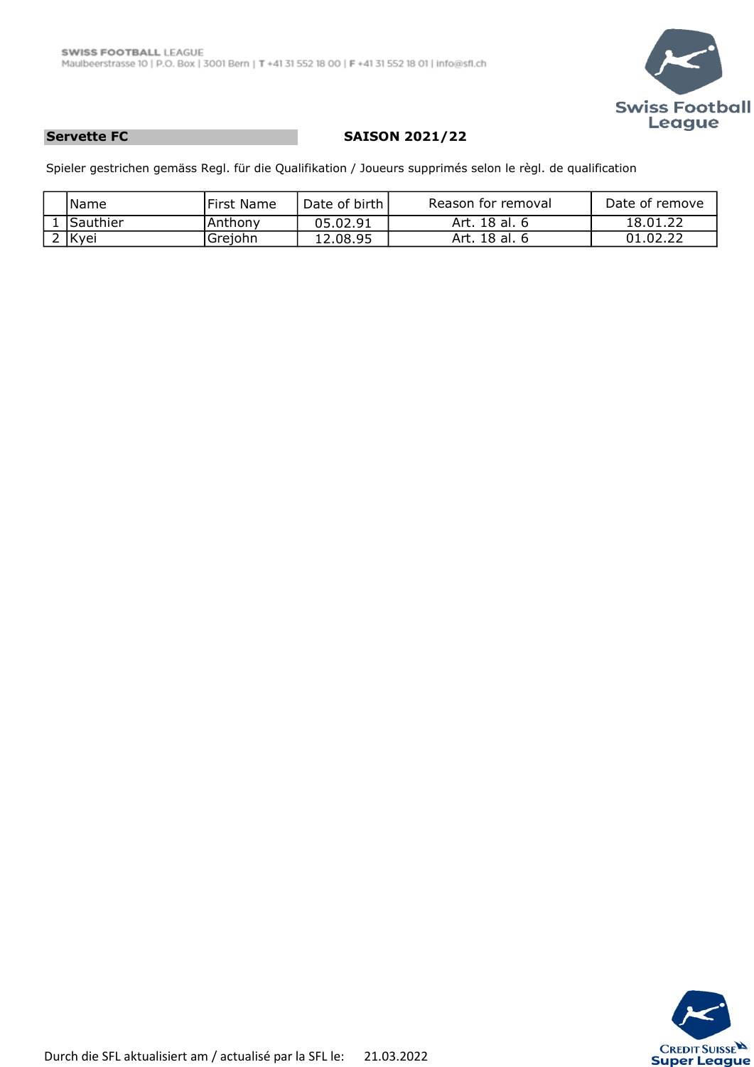SWISS FOOTBALL LEAGUE
Maulbeerstrasse 10 | P.O. Box | 3001 Bern | T +41 31 552 18 00 | F +41 31 552 18 01 | info@sfl.ch

**Servette FC** **SAISON 2021/22**

Spieler gestrichen gemäss Regl. für die Qualifikation / Joueurs supprimés selon le règl. de qualification

| | Name | First Name | Date of birth | Reason for removal | Date of remove |
|---|---|---|---|---|---|
| 1 | Sauthier | Anthony | 05.02.91 | Art. 18 al. 6 | 18.01.22 |
| 2 | Kyei | Grejohn | 12.08.95 | Art. 18 al. 6 | 01.02.22 |

Durch die SFL aktualisiert am / actualisé par la SFL le: 21.03.2022